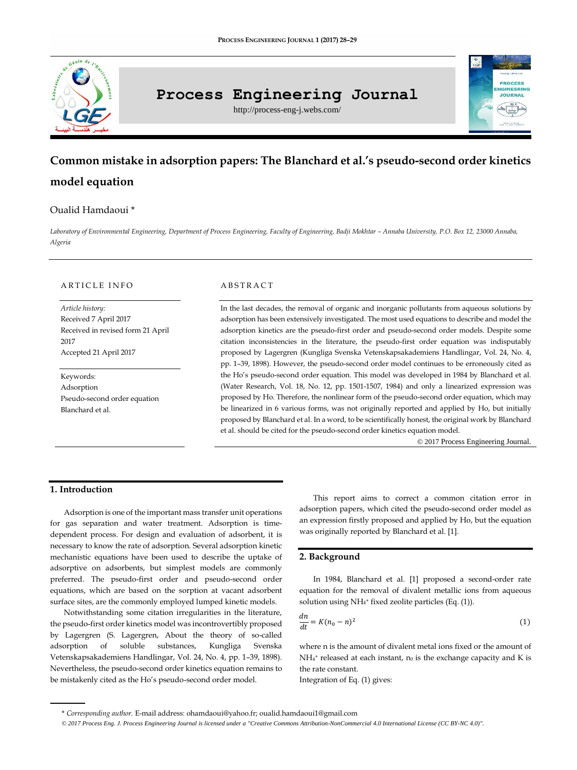# Common mistake in adsorption papers: The Blanchard et al.'s pseudo-second order kinetics model equation

Oualid Hamdaoui *

*Laboratory of Environmental Engineering, Department of Process Engineering, Faculty of Engineering, Badji Mokhtar – Annaba University, P.O. Box 12, 23000 Annaba, Algeria*

## ARTICLE INFO

*Article history:*
Received 7 April 2017
Received in revised form 21 April 2017
Accepted 21 April 2017

Keywords:
Adsorption
Pseudo-second order equation
Blanchard et al.

## ABSTRACT

In the last decades, the removal of organic and inorganic pollutants from aqueous solutions by adsorption has been extensively investigated. The most used equations to describe and model the adsorption kinetics are the pseudo-first order and pseudo-second order models. Despite some citation inconsistencies in the literature, the pseudo-first order equation was indisputably proposed by Lagergren (Kungliga Svenska Vetenskapsakademiens Handlingar, Vol. 24, No. 4, pp. 1–39, 1898). However, the pseudo-second order model continues to be erroneously cited as the Ho's pseudo-second order equation. This model was developed in 1984 by Blanchard et al. (Water Research, Vol. 18, No. 12, pp. 1501-1507, 1984) and only a linearized expression was proposed by Ho. Therefore, the nonlinear form of the pseudo-second order equation, which may be linearized in 6 various forms, was not originally reported and applied by Ho, but initially proposed by Blanchard et al. In a word, to be scientifically honest, the original work by Blanchard et al. should be cited for the pseudo-second order kinetics equation model.

© 2017 Process Engineering Journal.

## 1. Introduction

Adsorption is one of the important mass transfer unit operations for gas separation and water treatment. Adsorption is time-dependent process. For design and evaluation of adsorbent, it is necessary to know the rate of adsorption. Several adsorption kinetic mechanistic equations have been used to describe the uptake of adsorptive on adsorbents, but simplest models are commonly preferred. The pseudo-first order and pseudo-second order equations, which are based on the sorption at vacant adsorbent surface sites, are the commonly employed lumped kinetic models.

Notwithstanding some citation irregularities in the literature, the pseudo-first order kinetics model was incontrovertibly proposed by Lagergren (S. Lagergren, About the theory of so-called adsorption of soluble substances, Kungliga Svenska Vetenskapsakademiens Handlingar, Vol. 24, No. 4, pp. 1–39, 1898). Nevertheless, the pseudo-second order kinetics equation remains to be mistakenly cited as the Ho's pseudo-second order model.

This report aims to correct a common citation error in adsorption papers, which cited the pseudo-second order model as an expression firstly proposed and applied by Ho, but the equation was originally reported by Blanchard et al. [1].

## 2. Background

In 1984, Blanchard et al. [1] proposed a second-order rate equation for the removal of divalent metallic ions from aqueous solution using $NH_4^+$ fixed zeolite particles (Eq. (1)).

$$\frac{dn}{dt} = K(n_0 - n)^2 \tag{1}$$

where n is the amount of divalent metal ions fixed or the amount of $NH_4^+$ released at each instant, $n_0$ is the exchange capacity and K is the rate constant.

Integration of Eq. (1) gives:

* *Corresponding author.* E-mail address: ohamdaoui@yahoo.fr; oualid.hamdaoui1@gmail.com

*© 2017 Process Eng. J. Process Engineering Journal is licensed under a "Creative Commons Attribution-NonCommercial 4.0 International License (CC BY-NC 4.0)".*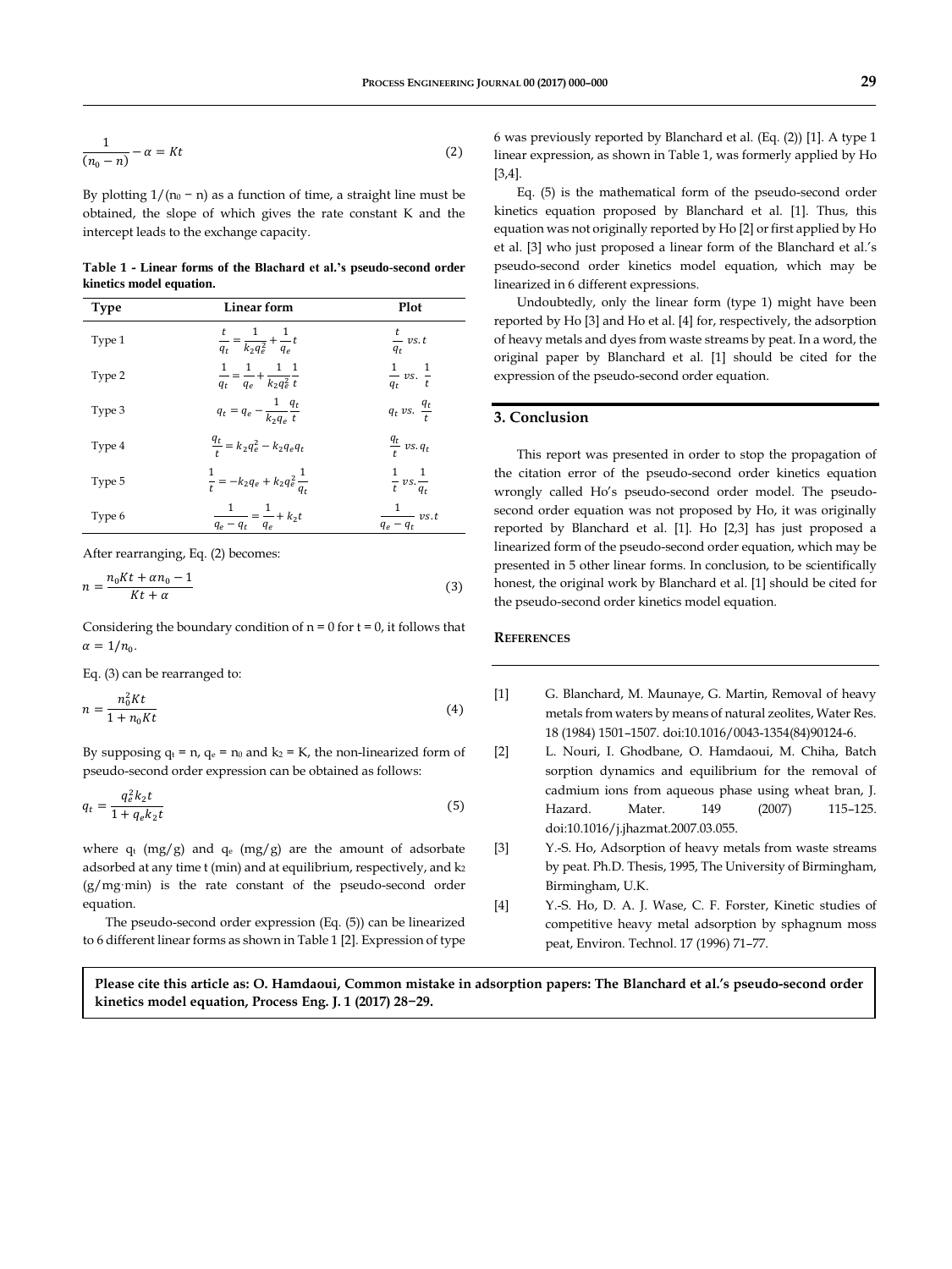$$\frac{1}{(n_0 - n)} - \alpha = Kt \tag{2}$$

By plotting $1/(n_0 - n)$ as a function of time, a straight line must be obtained, the slope of which gives the rate constant K and the intercept leads to the exchange capacity.

**Table 1 - Linear forms of the Blachard et al.'s pseudo-second order kinetics model equation.**

| Type | Linear form | Plot |
|---|---|---|
| Type 1 | $\frac{t}{q_t} = \frac{1}{k_2 q_e^2} + \frac{1}{q_e} t$ | $\frac{t}{q_t}$ $vs. t$ |
| Type 2 | $\frac{1}{q_t} = \frac{1}{q_e} + \frac{1}{k_2 q_e^2} \frac{1}{t}$ | $\frac{1}{q_t}$ $vs.$ $\frac{1}{t}$ |
| Type 3 | $q_t = q_e - \frac{1}{k_2 q_e} \frac{q_t}{t}$ | $q_t$ $vs.$ $\frac{q_t}{t}$ |
| Type 4 | $\frac{q_t}{t} = k_2 q_e^2 - k_2 q_e q_t$ | $\frac{q_t}{t}$ $vs. q_t$ |
| Type 5 | $\frac{1}{t} = -k_2 q_e + k_2 q_e^2 \frac{1}{q_t}$ | $\frac{1}{t}$ $vs. \frac{1}{q_t}$ |
| Type 6 | $\frac{1}{q_e - q_t} = \frac{1}{q_e} + k_2 t$ | $\frac{1}{q_e - q_t}$ $vs. t$ |

After rearranging, Eq. (2) becomes:

$$n = \frac{n_0 K t + \alpha n_0 - 1}{Kt + \alpha} \tag{3}$$

Considering the boundary condition of n = 0 for t = 0, it follows that $\alpha = 1/n_0$.

Eq. (3) can be rearranged to:

$$n = \frac{n_0^2 K t}{1 + n_0 K t} \tag{4}$$

By supposing $q_t = n$, $q_e = n_0$ and $k_2 = K$, the non-linearized form of pseudo-second order expression can be obtained as follows:

$$q_t = \frac{q_e^2 k_2 t}{1 + q_e k_2 t} \tag{5}$$

where $q_t$ (mg/g) and $q_e$ (mg/g) are the amount of adsorbate adsorbed at any time t (min) and at equilibrium, respectively, and $k_2$ (g/mg·min) is the rate constant of the pseudo-second order equation.

The pseudo-second order expression (Eq. (5)) can be linearized to 6 different linear forms as shown in Table 1 [2]. Expression of type 6 was previously reported by Blanchard et al. (Eq. (2)) [1]. A type 1 linear expression, as shown in Table 1, was formerly applied by Ho [3,4].

Eq. (5) is the mathematical form of the pseudo-second order kinetics equation proposed by Blanchard et al. [1]. Thus, this equation was not originally reported by Ho [2] or first applied by Ho et al. [3] who just proposed a linear form of the Blanchard et al.'s pseudo-second order kinetics model equation, which may be linearized in 6 different expressions.

Undoubtedly, only the linear form (type 1) might have been reported by Ho [3] and Ho et al. [4] for, respectively, the adsorption of heavy metals and dyes from waste streams by peat. In a word, the original paper by Blanchard et al. [1] should be cited for the expression of the pseudo-second order equation.

## 3. Conclusion

This report was presented in order to stop the propagation of the citation error of the pseudo-second order kinetics equation wrongly called Ho's pseudo-second order model. The pseudo-second order equation was not proposed by Ho, it was originally reported by Blanchard et al. [1]. Ho [2,3] has just proposed a linearized form of the pseudo-second order equation, which may be presented in 5 other linear forms. In conclusion, to be scientifically honest, the original work by Blanchard et al. [1] should be cited for the pseudo-second order kinetics model equation.

## References

[1] G. Blanchard, M. Maunaye, G. Martin, Removal of heavy metals from waters by means of natural zeolites, Water Res. 18 (1984) 1501–1507. doi:10.1016/0043-1354(84)90124-6.

[2] L. Nouri, I. Ghodbane, O. Hamdaoui, M. Chiha, Batch sorption dynamics and equilibrium for the removal of cadmium ions from aqueous phase using wheat bran, J. Hazard. Mater. 149 (2007) 115–125. doi:10.1016/j.jhazmat.2007.03.055.

[3] Y.-S. Ho, Adsorption of heavy metals from waste streams by peat. Ph.D. Thesis, 1995, The University of Birmingham, Birmingham, U.K.

[4] Y.-S. Ho, D. A. J. Wase, C. F. Forster, Kinetic studies of competitive heavy metal adsorption by sphagnum moss peat, Environ. Technol. 17 (1996) 71–77.

**Please cite this article as: O. Hamdaoui, Common mistake in adsorption papers: The Blanchard et al.'s pseudo-second order kinetics model equation, Process Eng. J. 1 (2017) 28−29.**